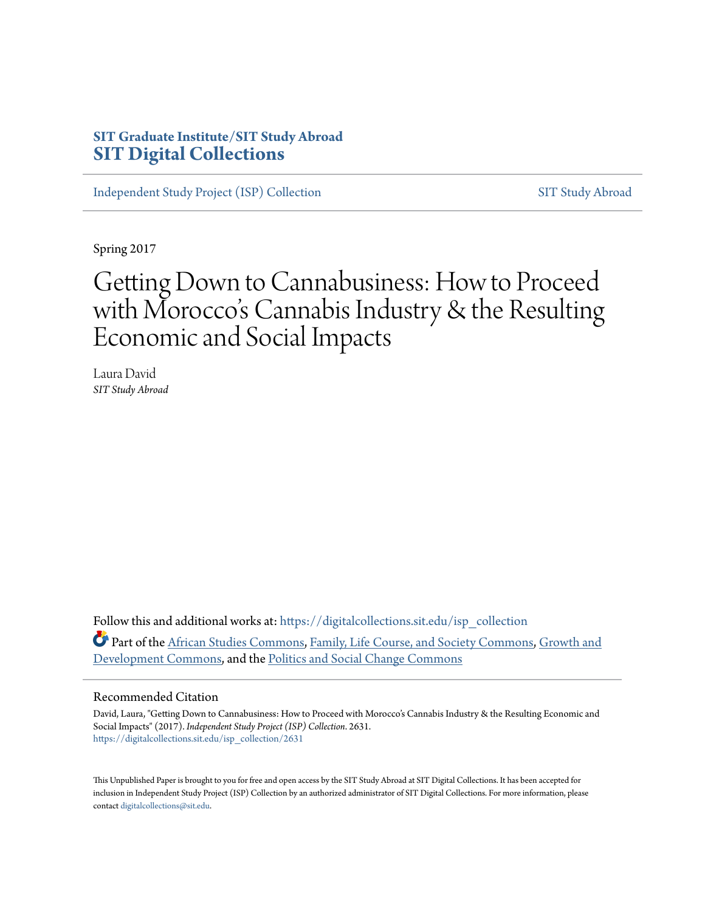**SIT Graduate Institute/SIT Study Abroad**
# SIT Digital Collections

Independent Study Project (ISP) Collection | SIT Study Abroad

Spring 2017

# Getting Down to Cannabusiness: How to Proceed with Morocco's Cannabis Industry & the Resulting Economic and Social Impacts

Laura David
*SIT Study Abroad*

Follow this and additional works at: https://digitalcollections.sit.edu/isp_collection

Part of the African Studies Commons, Family, Life Course, and Society Commons, Growth and Development Commons, and the Politics and Social Change Commons

## Recommended Citation

David, Laura, "Getting Down to Cannabusiness: How to Proceed with Morocco's Cannabis Industry & the Resulting Economic and Social Impacts" (2017). *Independent Study Project (ISP) Collection*. 2631.
https://digitalcollections.sit.edu/isp_collection/2631

This Unpublished Paper is brought to you for free and open access by the SIT Study Abroad at SIT Digital Collections. It has been accepted for inclusion in Independent Study Project (ISP) Collection by an authorized administrator of SIT Digital Collections. For more information, please contact digitalcollections@sit.edu.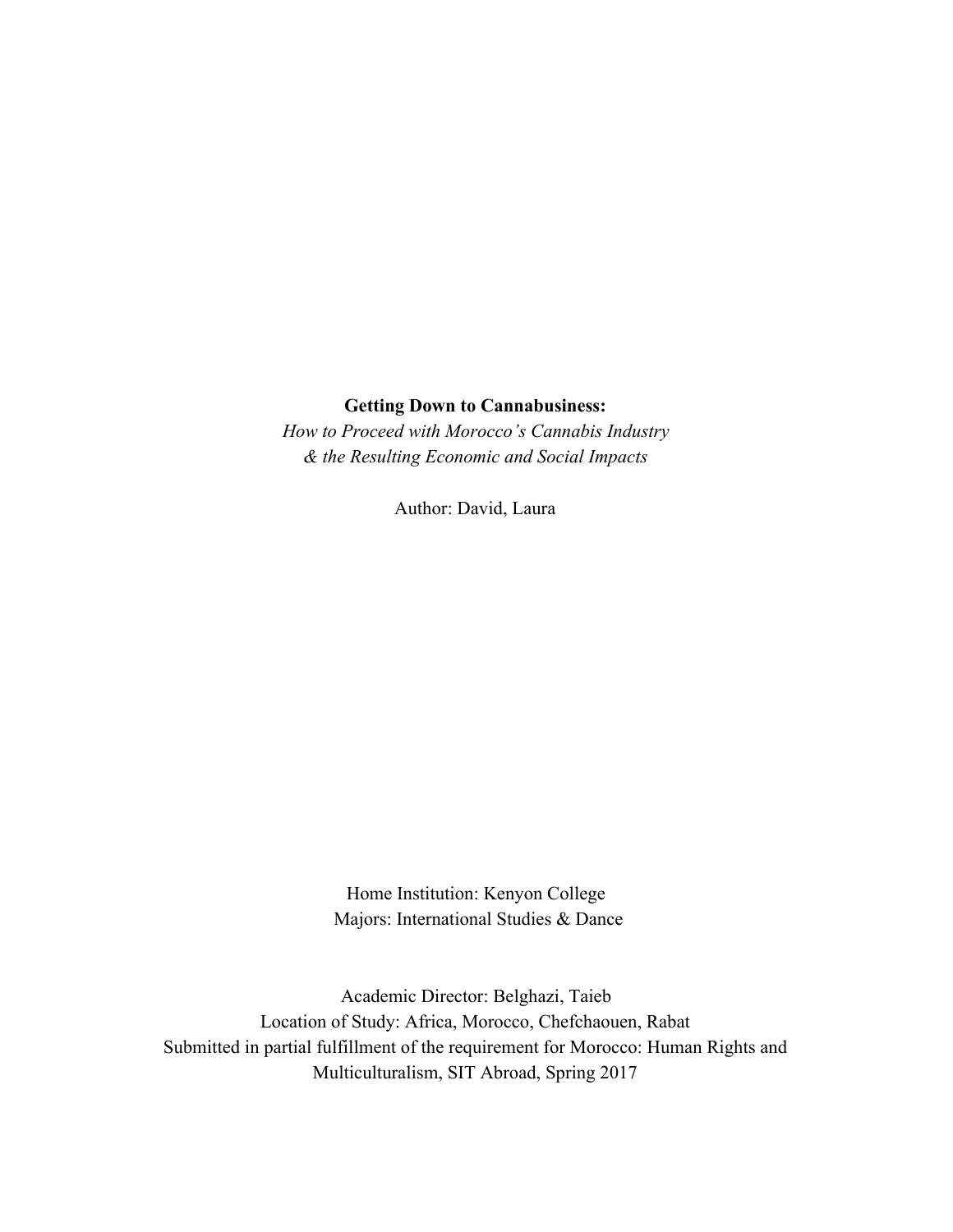**Getting Down to Cannabusiness:**

*How to Proceed with Morocco's Cannabis Industry*
*& the Resulting Economic and Social Impacts*

Author: David, Laura

Home Institution: Kenyon College
Majors: International Studies & Dance

Academic Director: Belghazi, Taieb
Location of Study: Africa, Morocco, Chefchaouen, Rabat
Submitted in partial fulfillment of the requirement for Morocco: Human Rights and Multiculturalism, SIT Abroad, Spring 2017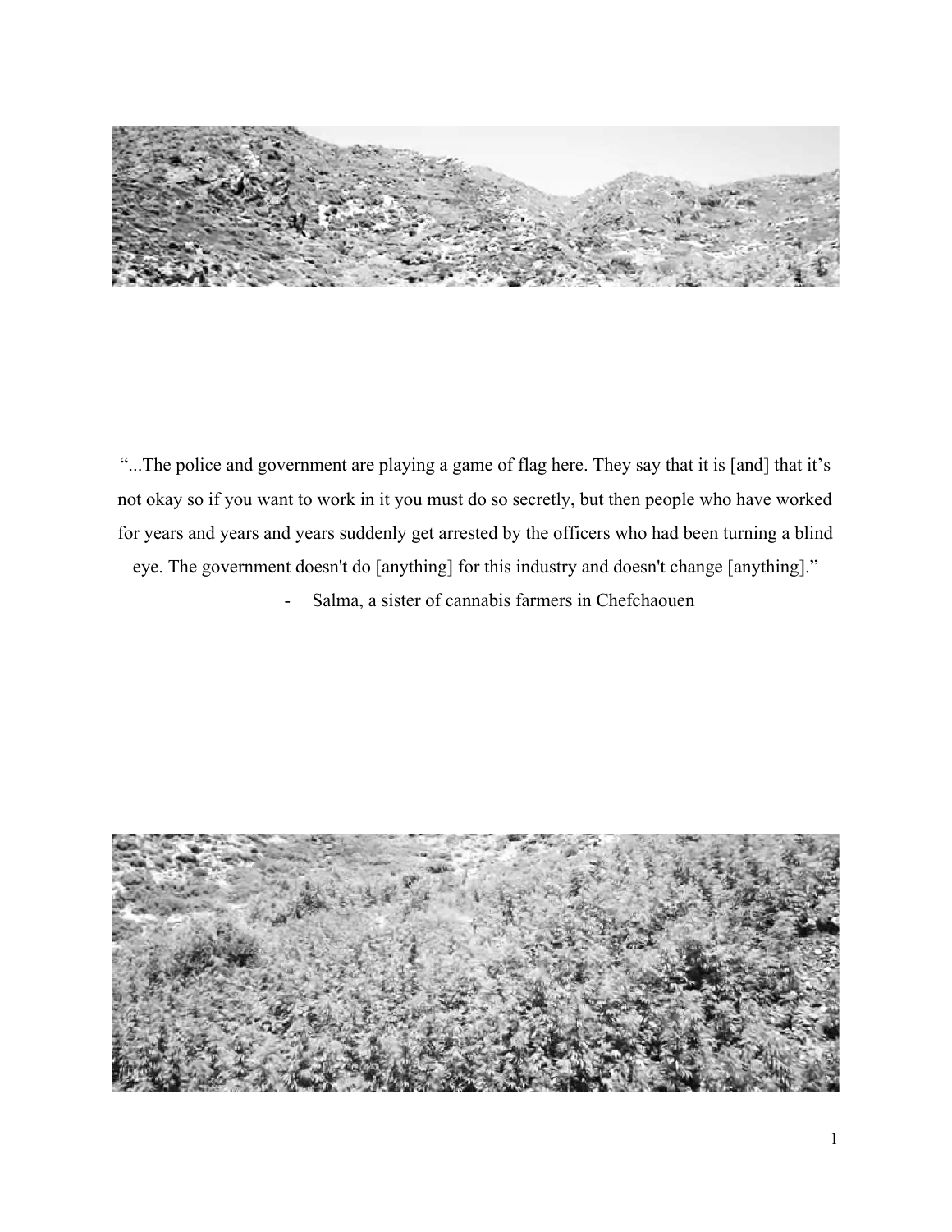"...The police and government are playing a game of flag here. They say that it is [and] that it's not okay so if you want to work in it you must do so secretly, but then people who have worked for years and years and years suddenly get arrested by the officers who had been turning a blind eye. The government doesn't do [anything] for this industry and doesn't change [anything]."

- Salma, a sister of cannabis farmers in Chefchaouen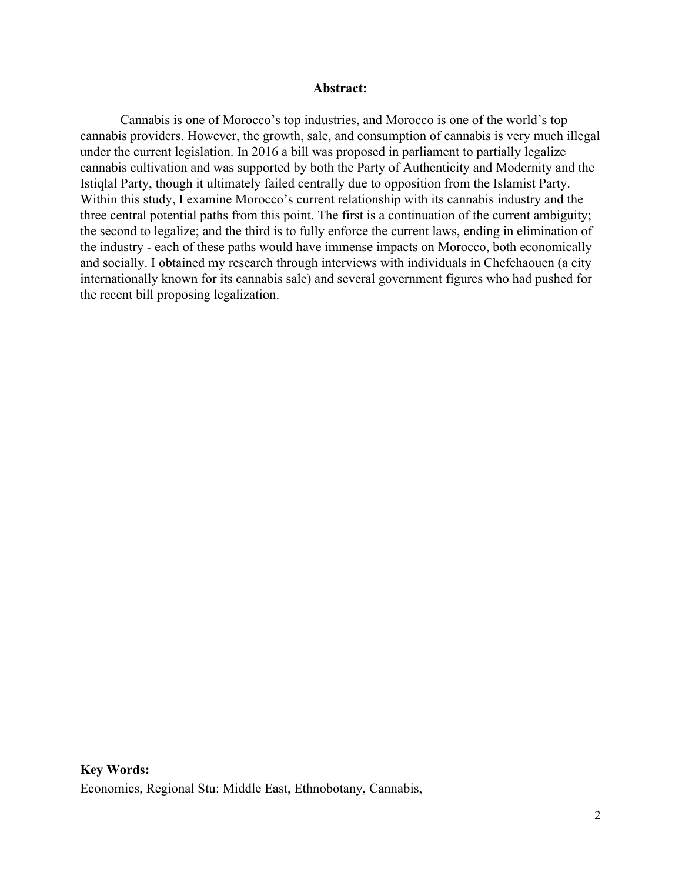**Abstract:**

Cannabis is one of Morocco's top industries, and Morocco is one of the world's top cannabis providers. However, the growth, sale, and consumption of cannabis is very much illegal under the current legislation. In 2016 a bill was proposed in parliament to partially legalize cannabis cultivation and was supported by both the Party of Authenticity and Modernity and the Istiqlal Party, though it ultimately failed centrally due to opposition from the Islamist Party. Within this study, I examine Morocco's current relationship with its cannabis industry and the three central potential paths from this point. The first is a continuation of the current ambiguity; the second to legalize; and the third is to fully enforce the current laws, ending in elimination of the industry - each of these paths would have immense impacts on Morocco, both economically and socially. I obtained my research through interviews with individuals in Chefchaouen (a city internationally known for its cannabis sale) and several government figures who had pushed for the recent bill proposing legalization.

**Key Words:**

Economics, Regional Stu: Middle East, Ethnobotany, Cannabis,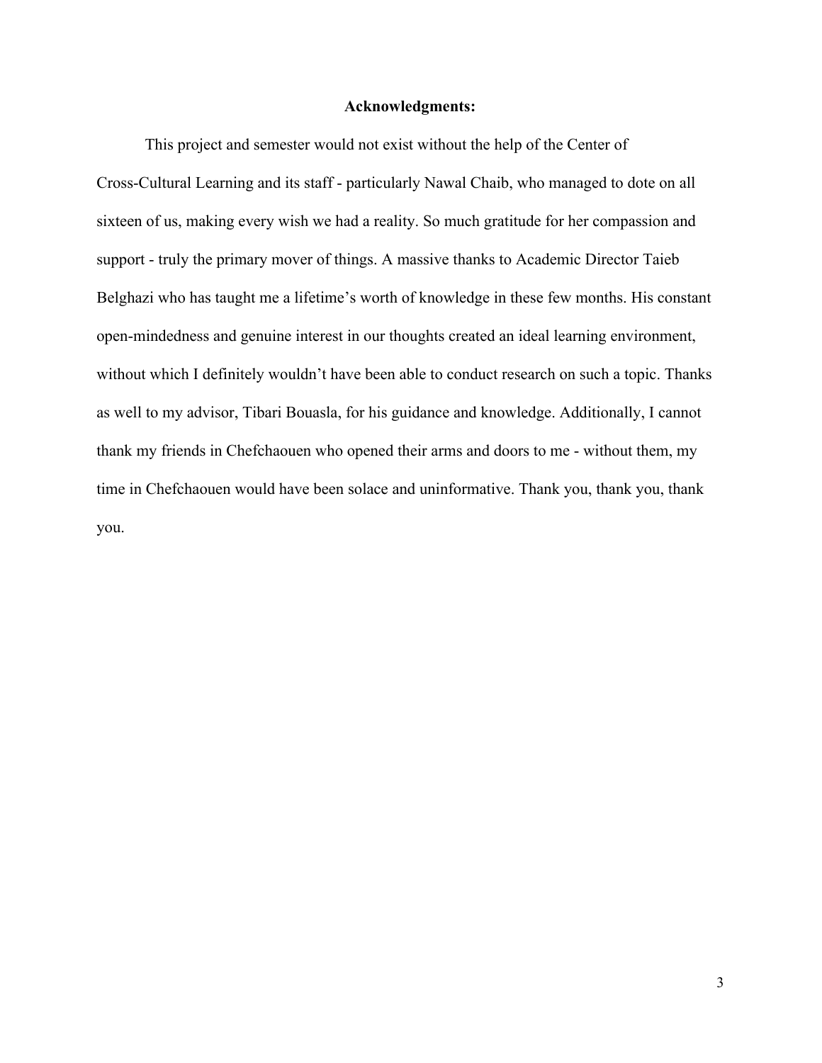## Acknowledgments:

This project and semester would not exist without the help of the Center of Cross-Cultural Learning and its staff - particularly Nawal Chaib, who managed to dote on all sixteen of us, making every wish we had a reality. So much gratitude for her compassion and support - truly the primary mover of things. A massive thanks to Academic Director Taieb Belghazi who has taught me a lifetime's worth of knowledge in these few months. His constant open-mindedness and genuine interest in our thoughts created an ideal learning environment, without which I definitely wouldn't have been able to conduct research on such a topic. Thanks as well to my advisor, Tibari Bouasla, for his guidance and knowledge. Additionally, I cannot thank my friends in Chefchaouen who opened their arms and doors to me - without them, my time in Chefchaouen would have been solace and uninformative. Thank you, thank you, thank you.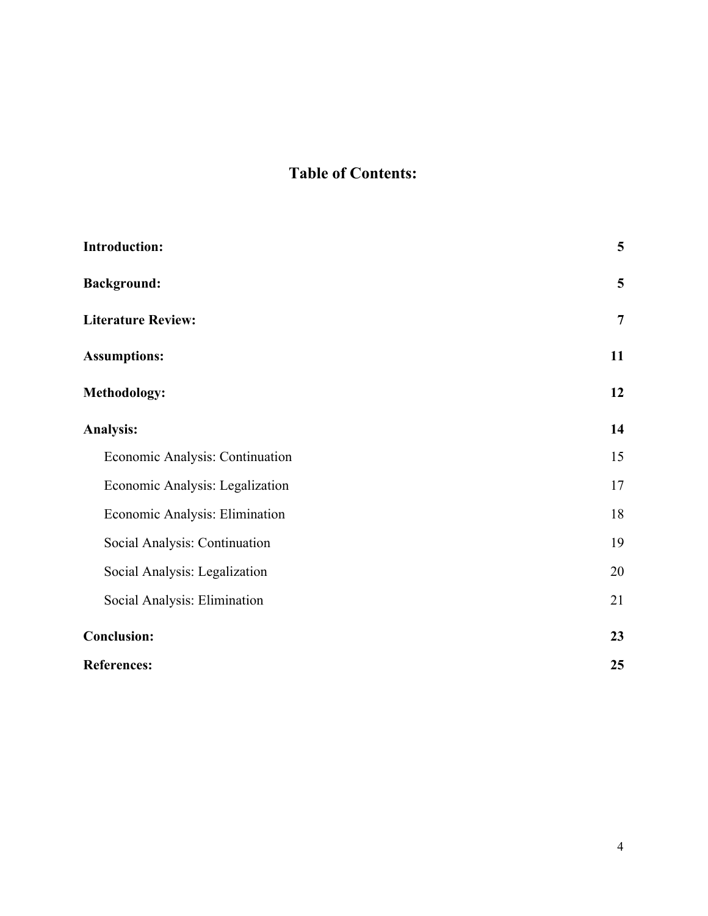# Table of Contents:

| | |
|---|---|
| **Introduction:** | **5** |
| **Background:** | **5** |
| **Literature Review:** | **7** |
| **Assumptions:** | **11** |
| **Methodology:** | **12** |
| **Analysis:** | **14** |
| Economic Analysis: Continuation | 15 |
| Economic Analysis: Legalization | 17 |
| Economic Analysis: Elimination | 18 |
| Social Analysis: Continuation | 19 |
| Social Analysis: Legalization | 20 |
| Social Analysis: Elimination | 21 |
| **Conclusion:** | **23** |
| **References:** | **25** |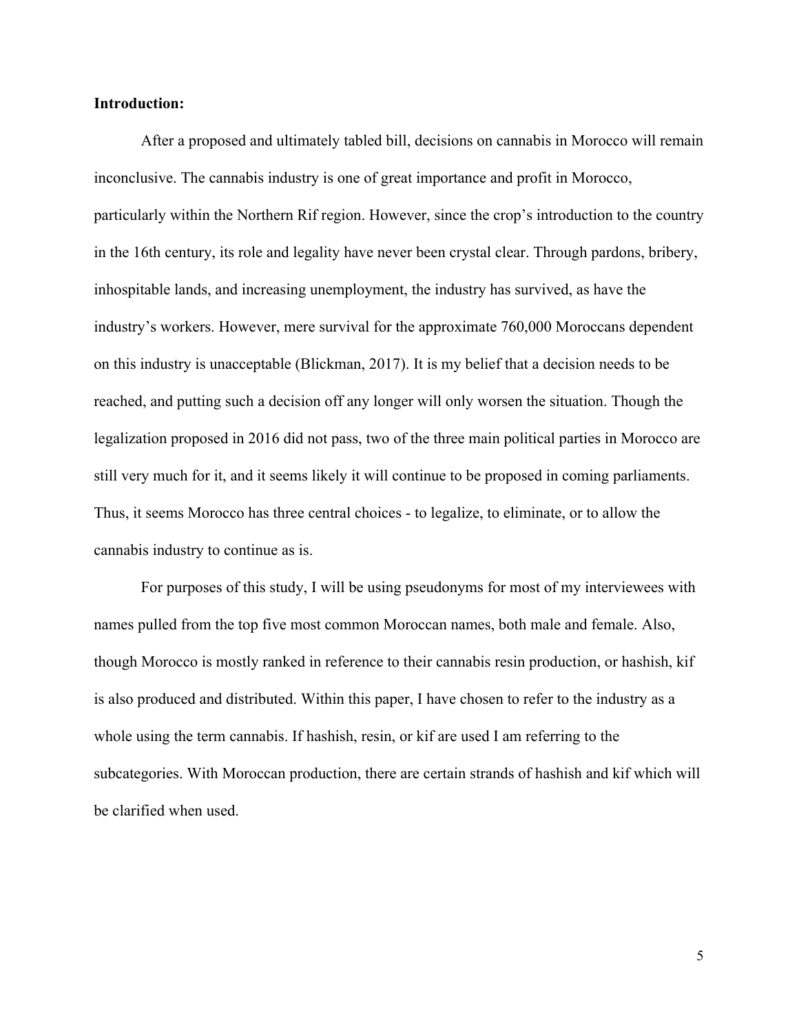**Introduction:**

After a proposed and ultimately tabled bill, decisions on cannabis in Morocco will remain inconclusive. The cannabis industry is one of great importance and profit in Morocco, particularly within the Northern Rif region. However, since the crop's introduction to the country in the 16th century, its role and legality have never been crystal clear. Through pardons, bribery, inhospitable lands, and increasing unemployment, the industry has survived, as have the industry's workers. However, mere survival for the approximate 760,000 Moroccans dependent on this industry is unacceptable (Blickman, 2017). It is my belief that a decision needs to be reached, and putting such a decision off any longer will only worsen the situation. Though the legalization proposed in 2016 did not pass, two of the three main political parties in Morocco are still very much for it, and it seems likely it will continue to be proposed in coming parliaments. Thus, it seems Morocco has three central choices - to legalize, to eliminate, or to allow the cannabis industry to continue as is.

For purposes of this study, I will be using pseudonyms for most of my interviewees with names pulled from the top five most common Moroccan names, both male and female. Also, though Morocco is mostly ranked in reference to their cannabis resin production, or hashish, kif is also produced and distributed. Within this paper, I have chosen to refer to the industry as a whole using the term cannabis. If hashish, resin, or kif are used I am referring to the subcategories. With Moroccan production, there are certain strands of hashish and kif which will be clarified when used.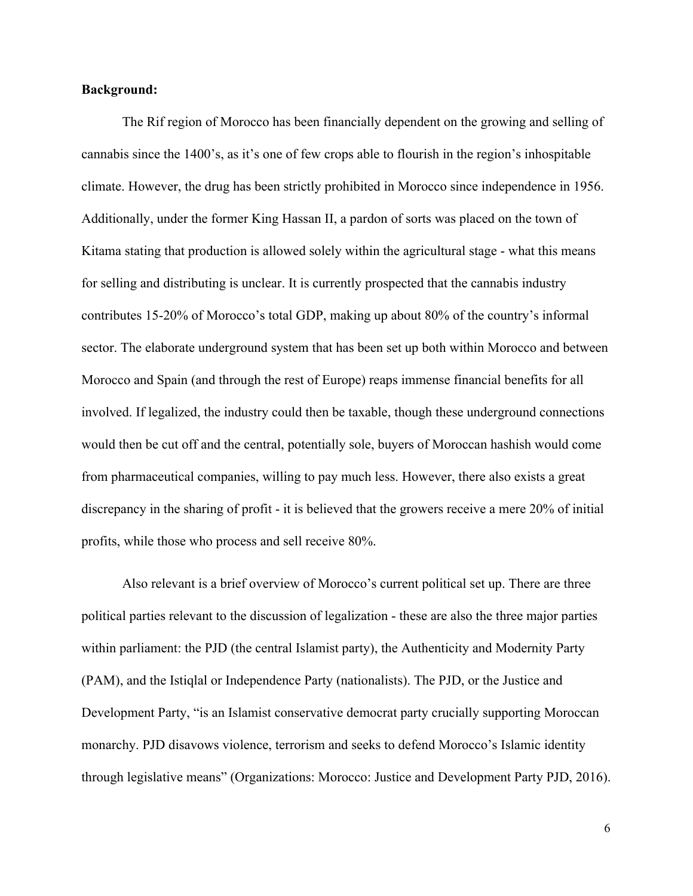**Background:**

The Rif region of Morocco has been financially dependent on the growing and selling of cannabis since the 1400's, as it's one of few crops able to flourish in the region's inhospitable climate. However, the drug has been strictly prohibited in Morocco since independence in 1956. Additionally, under the former King Hassan II, a pardon of sorts was placed on the town of Kitama stating that production is allowed solely within the agricultural stage - what this means for selling and distributing is unclear. It is currently prospected that the cannabis industry contributes 15-20% of Morocco's total GDP, making up about 80% of the country's informal sector. The elaborate underground system that has been set up both within Morocco and between Morocco and Spain (and through the rest of Europe) reaps immense financial benefits for all involved. If legalized, the industry could then be taxable, though these underground connections would then be cut off and the central, potentially sole, buyers of Moroccan hashish would come from pharmaceutical companies, willing to pay much less. However, there also exists a great discrepancy in the sharing of profit - it is believed that the growers receive a mere 20% of initial profits, while those who process and sell receive 80%.

Also relevant is a brief overview of Morocco's current political set up. There are three political parties relevant to the discussion of legalization - these are also the three major parties within parliament: the PJD (the central Islamist party), the Authenticity and Modernity Party (PAM), and the Istiqlal or Independence Party (nationalists). The PJD, or the Justice and Development Party, "is an Islamist conservative democrat party crucially supporting Moroccan monarchy. PJD disavows violence, terrorism and seeks to defend Morocco's Islamic identity through legislative means" (Organizations: Morocco: Justice and Development Party PJD, 2016).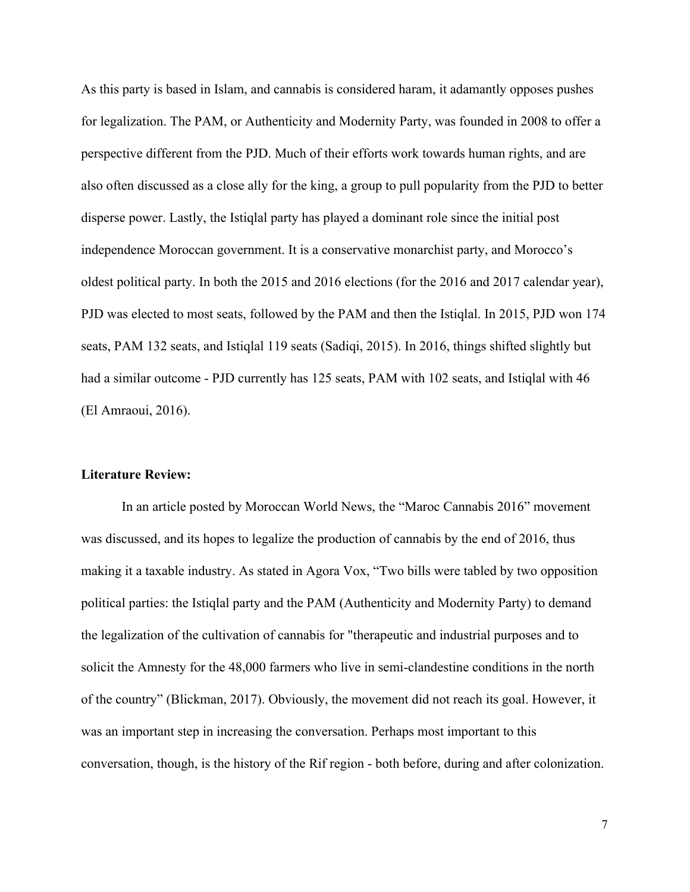As this party is based in Islam, and cannabis is considered haram, it adamantly opposes pushes for legalization. The PAM, or Authenticity and Modernity Party, was founded in 2008 to offer a perspective different from the PJD. Much of their efforts work towards human rights, and are also often discussed as a close ally for the king, a group to pull popularity from the PJD to better disperse power. Lastly, the Istiqlal party has played a dominant role since the initial post independence Moroccan government. It is a conservative monarchist party, and Morocco's oldest political party. In both the 2015 and 2016 elections (for the 2016 and 2017 calendar year), PJD was elected to most seats, followed by the PAM and then the Istiqlal. In 2015, PJD won 174 seats, PAM 132 seats, and Istiqlal 119 seats (Sadiqi, 2015). In 2016, things shifted slightly but had a similar outcome - PJD currently has 125 seats, PAM with 102 seats, and Istiqlal with 46 (El Amraoui, 2016).

**Literature Review:**

In an article posted by Moroccan World News, the "Maroc Cannabis 2016" movement was discussed, and its hopes to legalize the production of cannabis by the end of 2016, thus making it a taxable industry. As stated in Agora Vox, "Two bills were tabled by two opposition political parties: the Istiqlal party and the PAM (Authenticity and Modernity Party) to demand the legalization of the cultivation of cannabis for "therapeutic and industrial purposes and to solicit the Amnesty for the 48,000 farmers who live in semi-clandestine conditions in the north of the country" (Blickman, 2017). Obviously, the movement did not reach its goal. However, it was an important step in increasing the conversation. Perhaps most important to this conversation, though, is the history of the Rif region - both before, during and after colonization.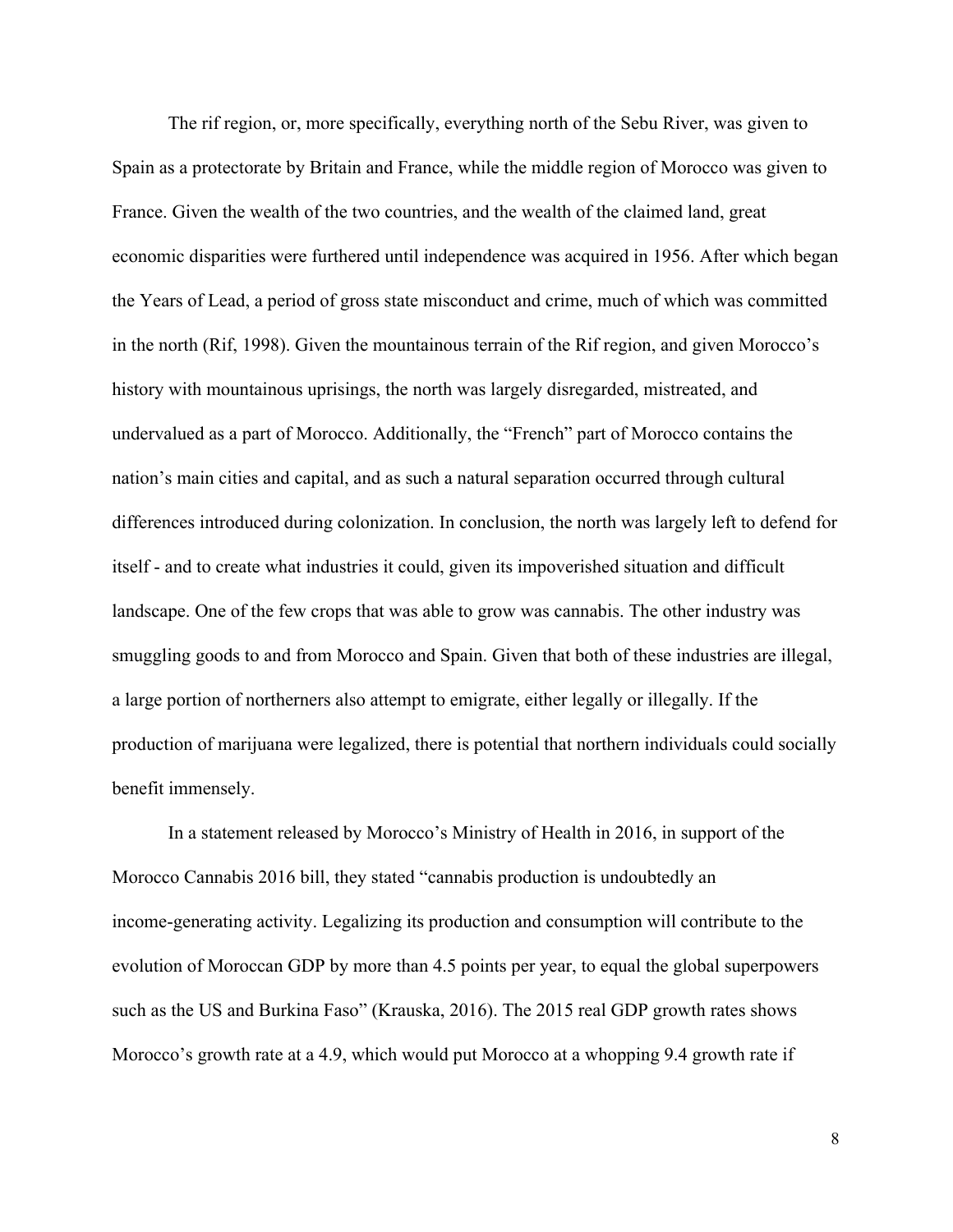The rif region, or, more specifically, everything north of the Sebu River, was given to Spain as a protectorate by Britain and France, while the middle region of Morocco was given to France. Given the wealth of the two countries, and the wealth of the claimed land, great economic disparities were furthered until independence was acquired in 1956. After which began the Years of Lead, a period of gross state misconduct and crime, much of which was committed in the north (Rif, 1998). Given the mountainous terrain of the Rif region, and given Morocco's history with mountainous uprisings, the north was largely disregarded, mistreated, and undervalued as a part of Morocco. Additionally, the "French" part of Morocco contains the nation's main cities and capital, and as such a natural separation occurred through cultural differences introduced during colonization. In conclusion, the north was largely left to defend for itself - and to create what industries it could, given its impoverished situation and difficult landscape. One of the few crops that was able to grow was cannabis. The other industry was smuggling goods to and from Morocco and Spain. Given that both of these industries are illegal, a large portion of northerners also attempt to emigrate, either legally or illegally. If the production of marijuana were legalized, there is potential that northern individuals could socially benefit immensely.

In a statement released by Morocco's Ministry of Health in 2016, in support of the Morocco Cannabis 2016 bill, they stated "cannabis production is undoubtedly an income-generating activity. Legalizing its production and consumption will contribute to the evolution of Moroccan GDP by more than 4.5 points per year, to equal the global superpowers such as the US and Burkina Faso" (Krauska, 2016). The 2015 real GDP growth rates shows Morocco's growth rate at a 4.9, which would put Morocco at a whopping 9.4 growth rate if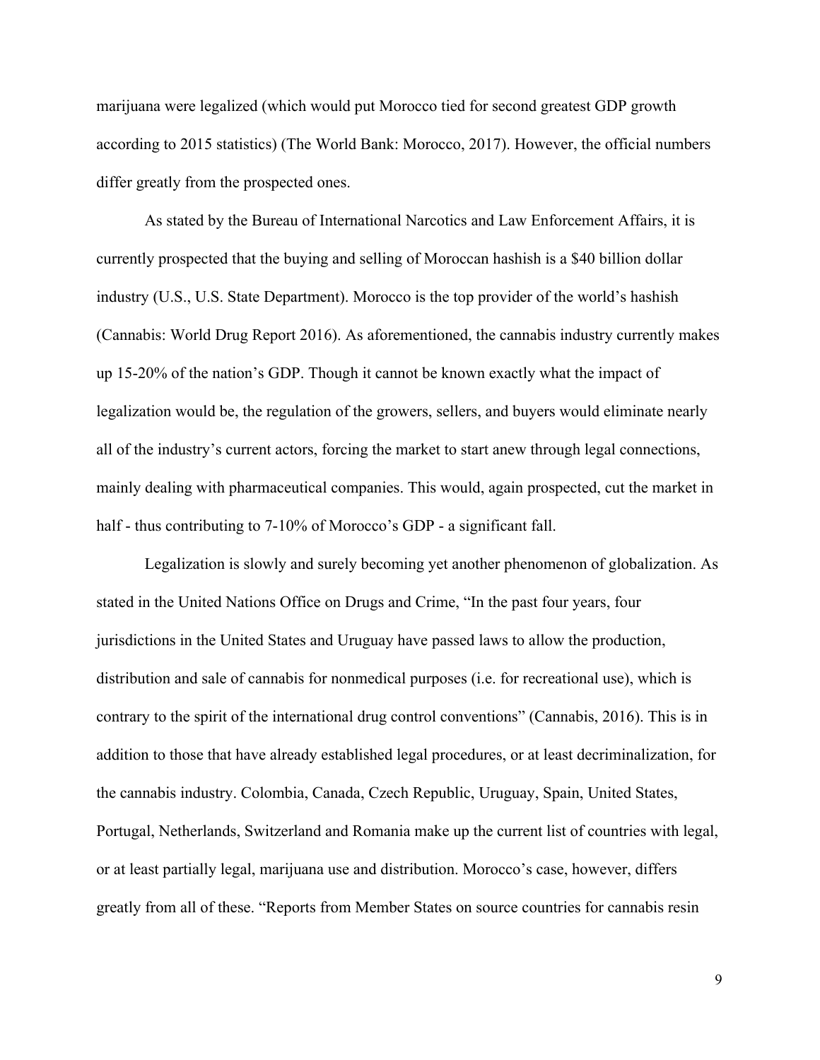marijuana were legalized (which would put Morocco tied for second greatest GDP growth according to 2015 statistics) (The World Bank: Morocco, 2017). However, the official numbers differ greatly from the prospected ones.

As stated by the Bureau of International Narcotics and Law Enforcement Affairs, it is currently prospected that the buying and selling of Moroccan hashish is a $40 billion dollar industry (U.S., U.S. State Department). Morocco is the top provider of the world's hashish (Cannabis: World Drug Report 2016). As aforementioned, the cannabis industry currently makes up 15-20% of the nation's GDP. Though it cannot be known exactly what the impact of legalization would be, the regulation of the growers, sellers, and buyers would eliminate nearly all of the industry's current actors, forcing the market to start anew through legal connections, mainly dealing with pharmaceutical companies. This would, again prospected, cut the market in half - thus contributing to 7-10% of Morocco's GDP - a significant fall.

Legalization is slowly and surely becoming yet another phenomenon of globalization. As stated in the United Nations Office on Drugs and Crime, "In the past four years, four jurisdictions in the United States and Uruguay have passed laws to allow the production, distribution and sale of cannabis for nonmedical purposes (i.e. for recreational use), which is contrary to the spirit of the international drug control conventions" (Cannabis, 2016). This is in addition to those that have already established legal procedures, or at least decriminalization, for the cannabis industry. Colombia, Canada, Czech Republic, Uruguay, Spain, United States, Portugal, Netherlands, Switzerland and Romania make up the current list of countries with legal, or at least partially legal, marijuana use and distribution. Morocco's case, however, differs greatly from all of these. "Reports from Member States on source countries for cannabis resin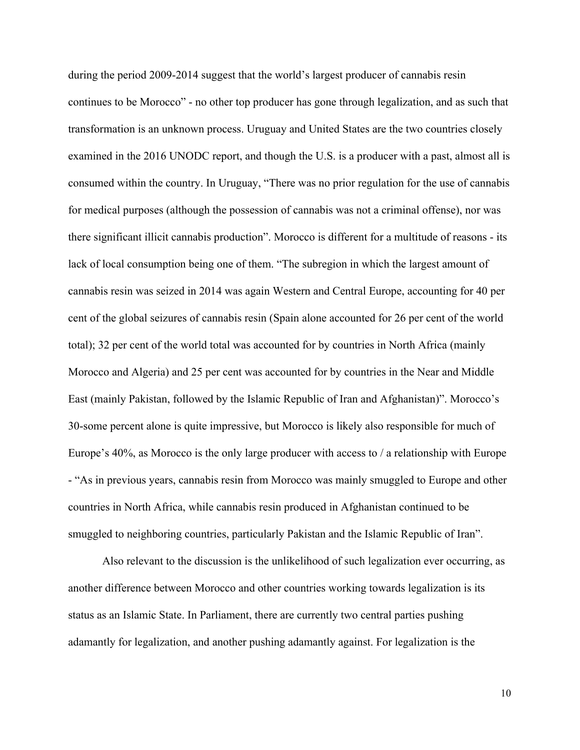during the period 2009-2014 suggest that the world's largest producer of cannabis resin continues to be Morocco" - no other top producer has gone through legalization, and as such that transformation is an unknown process. Uruguay and United States are the two countries closely examined in the 2016 UNODC report, and though the U.S. is a producer with a past, almost all is consumed within the country. In Uruguay, "There was no prior regulation for the use of cannabis for medical purposes (although the possession of cannabis was not a criminal offense), nor was there significant illicit cannabis production". Morocco is different for a multitude of reasons - its lack of local consumption being one of them. "The subregion in which the largest amount of cannabis resin was seized in 2014 was again Western and Central Europe, accounting for 40 per cent of the global seizures of cannabis resin (Spain alone accounted for 26 per cent of the world total); 32 per cent of the world total was accounted for by countries in North Africa (mainly Morocco and Algeria) and 25 per cent was accounted for by countries in the Near and Middle East (mainly Pakistan, followed by the Islamic Republic of Iran and Afghanistan)". Morocco's 30-some percent alone is quite impressive, but Morocco is likely also responsible for much of Europe's 40%, as Morocco is the only large producer with access to / a relationship with Europe - "As in previous years, cannabis resin from Morocco was mainly smuggled to Europe and other countries in North Africa, while cannabis resin produced in Afghanistan continued to be smuggled to neighboring countries, particularly Pakistan and the Islamic Republic of Iran".

Also relevant to the discussion is the unlikelihood of such legalization ever occurring, as another difference between Morocco and other countries working towards legalization is its status as an Islamic State. In Parliament, there are currently two central parties pushing adamantly for legalization, and another pushing adamantly against. For legalization is the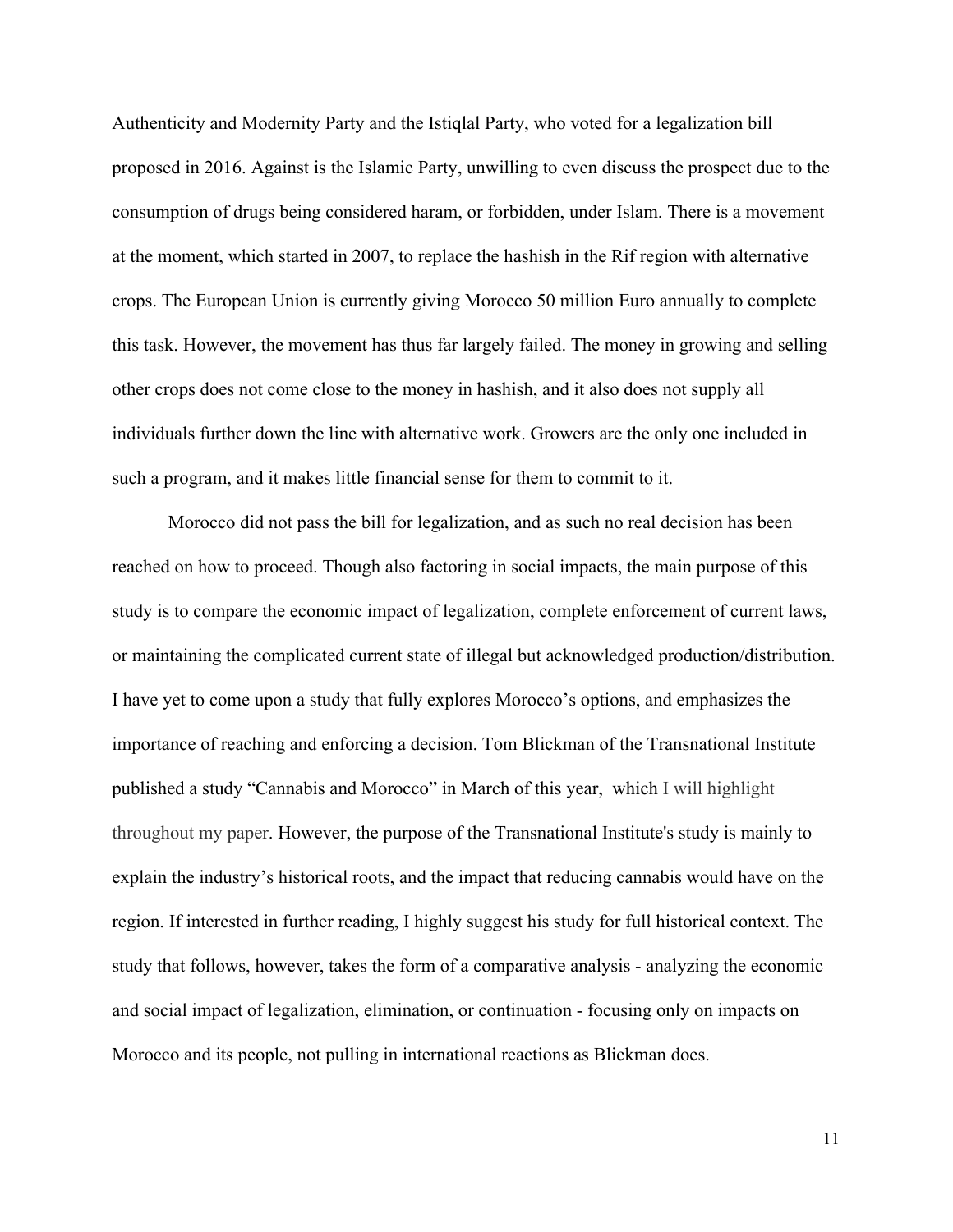Authenticity and Modernity Party and the Istiqlal Party, who voted for a legalization bill proposed in 2016. Against is the Islamic Party, unwilling to even discuss the prospect due to the consumption of drugs being considered haram, or forbidden, under Islam. There is a movement at the moment, which started in 2007, to replace the hashish in the Rif region with alternative crops. The European Union is currently giving Morocco 50 million Euro annually to complete this task. However, the movement has thus far largely failed. The money in growing and selling other crops does not come close to the money in hashish, and it also does not supply all individuals further down the line with alternative work. Growers are the only one included in such a program, and it makes little financial sense for them to commit to it.

Morocco did not pass the bill for legalization, and as such no real decision has been reached on how to proceed. Though also factoring in social impacts, the main purpose of this study is to compare the economic impact of legalization, complete enforcement of current laws, or maintaining the complicated current state of illegal but acknowledged production/distribution. I have yet to come upon a study that fully explores Morocco's options, and emphasizes the importance of reaching and enforcing a decision. Tom Blickman of the Transnational Institute published a study "Cannabis and Morocco" in March of this year, which I will highlight throughout my paper. However, the purpose of the Transnational Institute's study is mainly to explain the industry's historical roots, and the impact that reducing cannabis would have on the region. If interested in further reading, I highly suggest his study for full historical context. The study that follows, however, takes the form of a comparative analysis - analyzing the economic and social impact of legalization, elimination, or continuation - focusing only on impacts on Morocco and its people, not pulling in international reactions as Blickman does.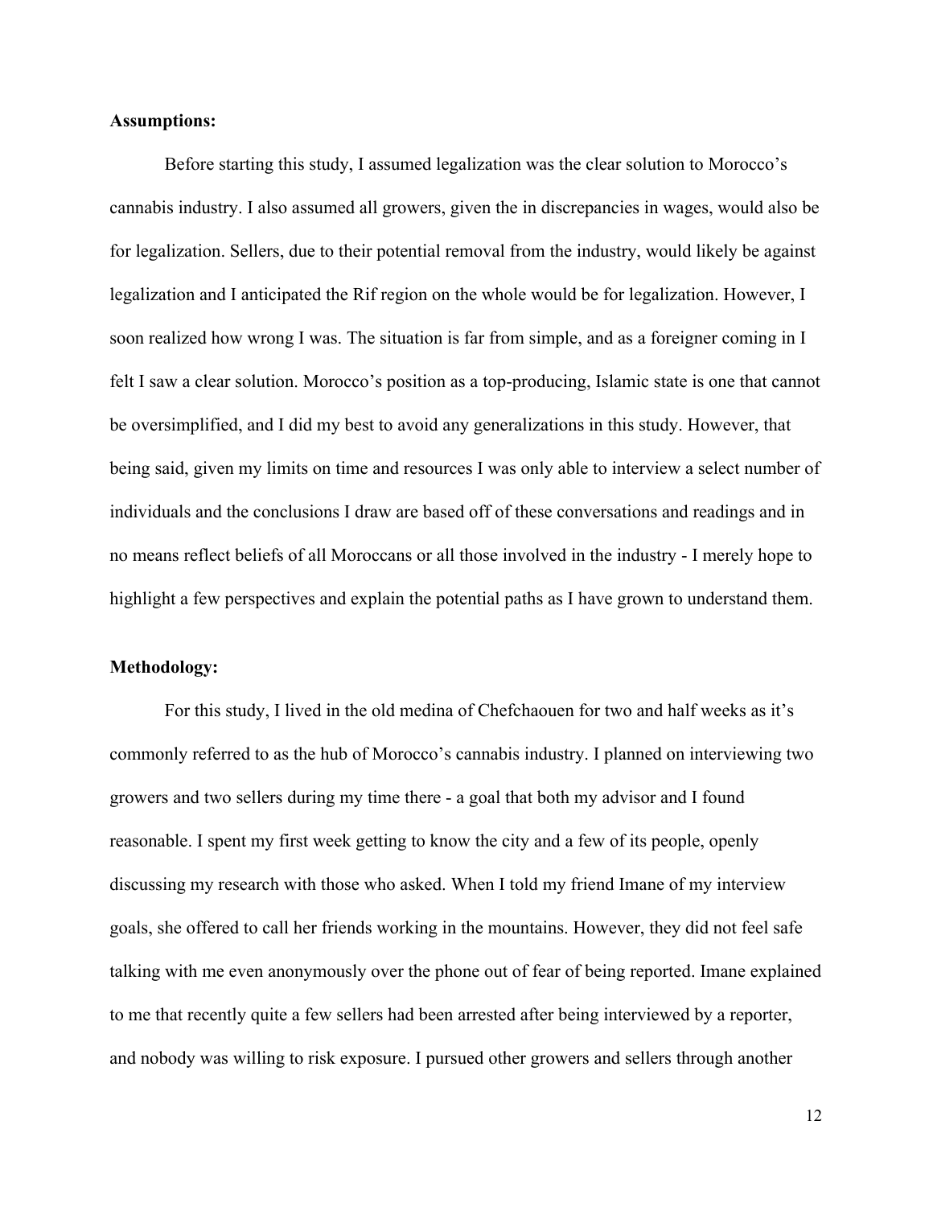**Assumptions:**

Before starting this study, I assumed legalization was the clear solution to Morocco's cannabis industry. I also assumed all growers, given the in discrepancies in wages, would also be for legalization. Sellers, due to their potential removal from the industry, would likely be against legalization and I anticipated the Rif region on the whole would be for legalization. However, I soon realized how wrong I was. The situation is far from simple, and as a foreigner coming in I felt I saw a clear solution. Morocco's position as a top-producing, Islamic state is one that cannot be oversimplified, and I did my best to avoid any generalizations in this study. However, that being said, given my limits on time and resources I was only able to interview a select number of individuals and the conclusions I draw are based off of these conversations and readings and in no means reflect beliefs of all Moroccans or all those involved in the industry - I merely hope to highlight a few perspectives and explain the potential paths as I have grown to understand them.

**Methodology:**

For this study, I lived in the old medina of Chefchaouen for two and half weeks as it's commonly referred to as the hub of Morocco's cannabis industry. I planned on interviewing two growers and two sellers during my time there - a goal that both my advisor and I found reasonable. I spent my first week getting to know the city and a few of its people, openly discussing my research with those who asked. When I told my friend Imane of my interview goals, she offered to call her friends working in the mountains. However, they did not feel safe talking with me even anonymously over the phone out of fear of being reported. Imane explained to me that recently quite a few sellers had been arrested after being interviewed by a reporter, and nobody was willing to risk exposure. I pursued other growers and sellers through another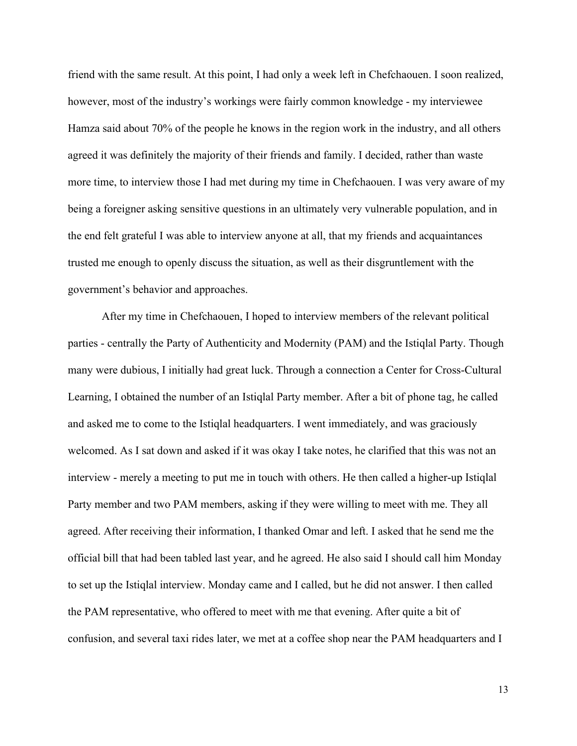friend with the same result. At this point, I had only a week left in Chefchaouen. I soon realized, however, most of the industry's workings were fairly common knowledge - my interviewee Hamza said about 70% of the people he knows in the region work in the industry, and all others agreed it was definitely the majority of their friends and family. I decided, rather than waste more time, to interview those I had met during my time in Chefchaouen. I was very aware of my being a foreigner asking sensitive questions in an ultimately very vulnerable population, and in the end felt grateful I was able to interview anyone at all, that my friends and acquaintances trusted me enough to openly discuss the situation, as well as their disgruntlement with the government's behavior and approaches.

After my time in Chefchaouen, I hoped to interview members of the relevant political parties - centrally the Party of Authenticity and Modernity (PAM) and the Istiqlal Party. Though many were dubious, I initially had great luck. Through a connection a Center for Cross-Cultural Learning, I obtained the number of an Istiqlal Party member. After a bit of phone tag, he called and asked me to come to the Istiqlal headquarters. I went immediately, and was graciously welcomed. As I sat down and asked if it was okay I take notes, he clarified that this was not an interview - merely a meeting to put me in touch with others. He then called a higher-up Istiqlal Party member and two PAM members, asking if they were willing to meet with me. They all agreed. After receiving their information, I thanked Omar and left. I asked that he send me the official bill that had been tabled last year, and he agreed. He also said I should call him Monday to set up the Istiqlal interview. Monday came and I called, but he did not answer. I then called the PAM representative, who offered to meet with me that evening. After quite a bit of confusion, and several taxi rides later, we met at a coffee shop near the PAM headquarters and I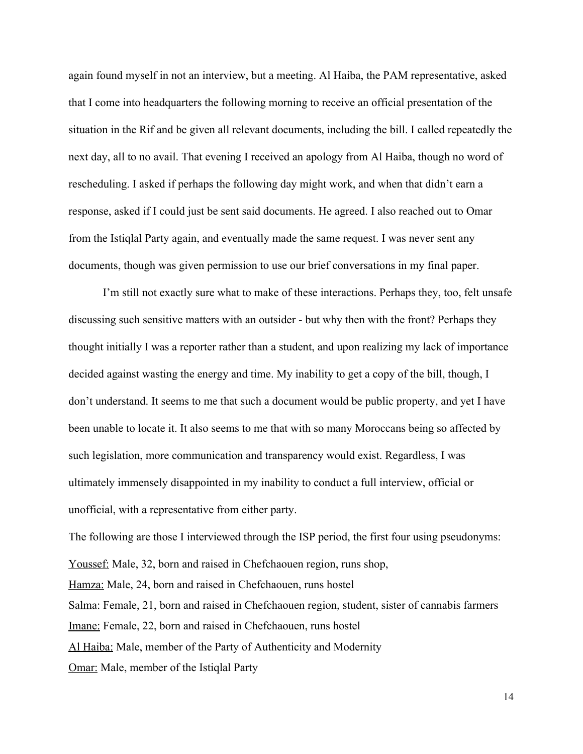again found myself in not an interview, but a meeting. Al Haiba, the PAM representative, asked that I come into headquarters the following morning to receive an official presentation of the situation in the Rif and be given all relevant documents, including the bill. I called repeatedly the next day, all to no avail. That evening I received an apology from Al Haiba, though no word of rescheduling. I asked if perhaps the following day might work, and when that didn't earn a response, asked if I could just be sent said documents. He agreed. I also reached out to Omar from the Istiqlal Party again, and eventually made the same request. I was never sent any documents, though was given permission to use our brief conversations in my final paper.

I'm still not exactly sure what to make of these interactions. Perhaps they, too, felt unsafe discussing such sensitive matters with an outsider - but why then with the front? Perhaps they thought initially I was a reporter rather than a student, and upon realizing my lack of importance decided against wasting the energy and time. My inability to get a copy of the bill, though, I don't understand. It seems to me that such a document would be public property, and yet I have been unable to locate it. It also seems to me that with so many Moroccans being so affected by such legislation, more communication and transparency would exist. Regardless, I was ultimately immensely disappointed in my inability to conduct a full interview, official or unofficial, with a representative from either party.

The following are those I interviewed through the ISP period, the first four using pseudonyms:

<u>Youssef:</u> Male, 32, born and raised in Chefchaouen region, runs shop,

<u>Hamza:</u> Male, 24, born and raised in Chefchaouen, runs hostel

<u>Salma:</u> Female, 21, born and raised in Chefchaouen region, student, sister of cannabis farmers

<u>Imane:</u> Female, 22, born and raised in Chefchaouen, runs hostel

<u>Al Haiba:</u> Male, member of the Party of Authenticity and Modernity

<u>Omar:</u> Male, member of the Istiqlal Party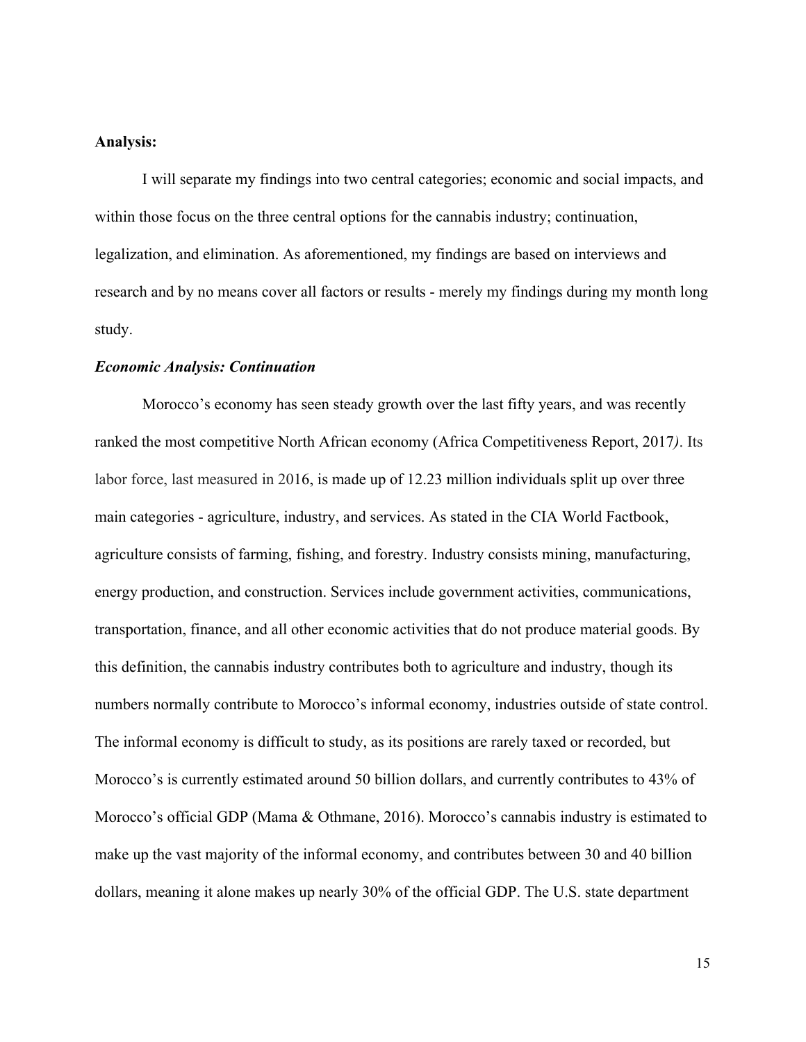**Analysis:**

I will separate my findings into two central categories; economic and social impacts, and within those focus on the three central options for the cannabis industry; continuation, legalization, and elimination. As aforementioned, my findings are based on interviews and research and by no means cover all factors or results - merely my findings during my month long study.

***Economic Analysis: Continuation***

Morocco's economy has seen steady growth over the last fifty years, and was recently ranked the most competitive North African economy (Africa Competitiveness Report, 2017*)*. Its labor force, last measured in 2016, is made up of 12.23 million individuals split up over three main categories - agriculture, industry, and services. As stated in the CIA World Factbook, agriculture consists of farming, fishing, and forestry. Industry consists mining, manufacturing, energy production, and construction. Services include government activities, communications, transportation, finance, and all other economic activities that do not produce material goods. By this definition, the cannabis industry contributes both to agriculture and industry, though its numbers normally contribute to Morocco's informal economy, industries outside of state control. The informal economy is difficult to study, as its positions are rarely taxed or recorded, but Morocco's is currently estimated around 50 billion dollars, and currently contributes to 43% of Morocco's official GDP (Mama & Othmane, 2016). Morocco's cannabis industry is estimated to make up the vast majority of the informal economy, and contributes between 30 and 40 billion dollars, meaning it alone makes up nearly 30% of the official GDP. The U.S. state department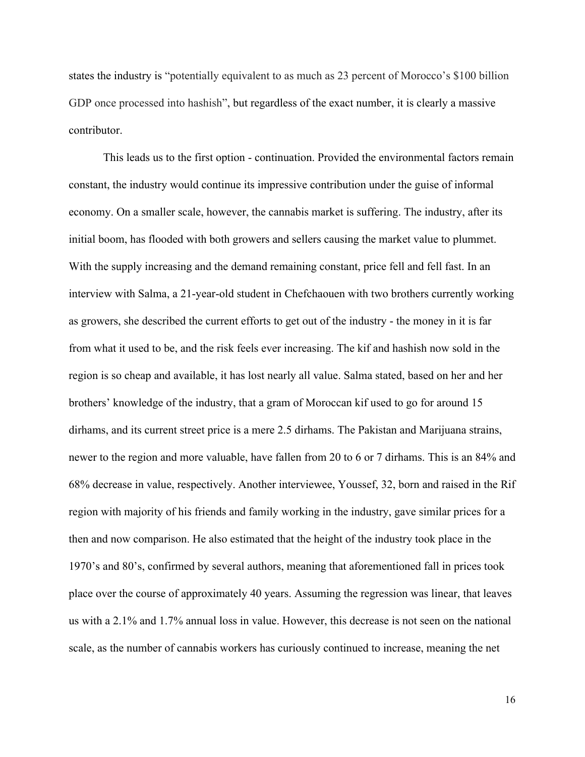states the industry is "potentially equivalent to as much as 23 percent of Morocco's $100 billion GDP once processed into hashish", but regardless of the exact number, it is clearly a massive contributor.

This leads us to the first option - continuation. Provided the environmental factors remain constant, the industry would continue its impressive contribution under the guise of informal economy. On a smaller scale, however, the cannabis market is suffering. The industry, after its initial boom, has flooded with both growers and sellers causing the market value to plummet. With the supply increasing and the demand remaining constant, price fell and fell fast. In an interview with Salma, a 21-year-old student in Chefchaouen with two brothers currently working as growers, she described the current efforts to get out of the industry - the money in it is far from what it used to be, and the risk feels ever increasing. The kif and hashish now sold in the region is so cheap and available, it has lost nearly all value. Salma stated, based on her and her brothers' knowledge of the industry, that a gram of Moroccan kif used to go for around 15 dirhams, and its current street price is a mere 2.5 dirhams. The Pakistan and Marijuana strains, newer to the region and more valuable, have fallen from 20 to 6 or 7 dirhams. This is an 84% and 68% decrease in value, respectively. Another interviewee, Youssef, 32, born and raised in the Rif region with majority of his friends and family working in the industry, gave similar prices for a then and now comparison. He also estimated that the height of the industry took place in the 1970's and 80's, confirmed by several authors, meaning that aforementioned fall in prices took place over the course of approximately 40 years. Assuming the regression was linear, that leaves us with a 2.1% and 1.7% annual loss in value. However, this decrease is not seen on the national scale, as the number of cannabis workers has curiously continued to increase, meaning the net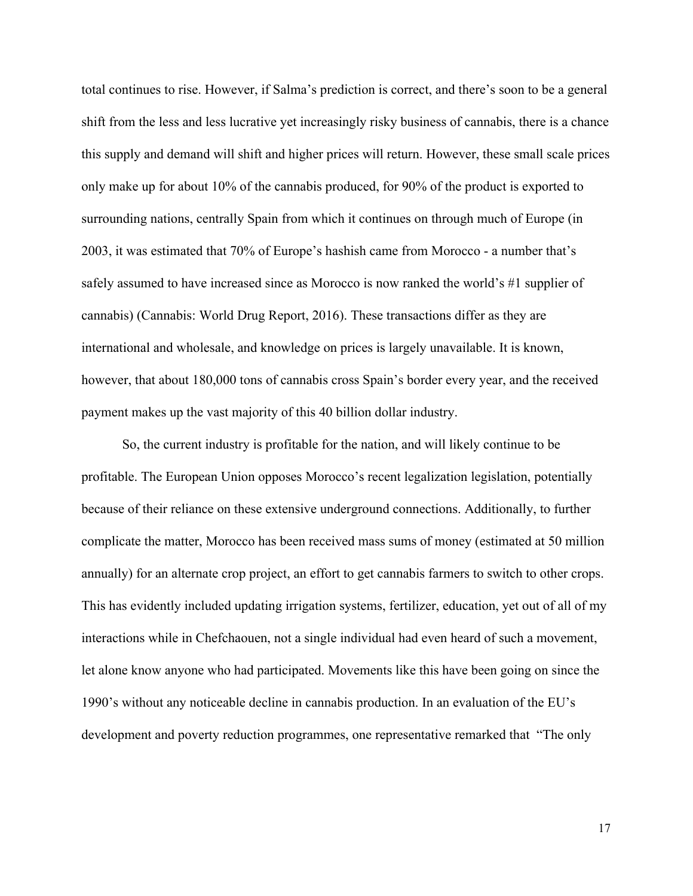total continues to rise. However, if Salma's prediction is correct, and there's soon to be a general shift from the less and less lucrative yet increasingly risky business of cannabis, there is a chance this supply and demand will shift and higher prices will return. However, these small scale prices only make up for about 10% of the cannabis produced, for 90% of the product is exported to surrounding nations, centrally Spain from which it continues on through much of Europe (in 2003, it was estimated that 70% of Europe's hashish came from Morocco - a number that's safely assumed to have increased since as Morocco is now ranked the world's #1 supplier of cannabis) (Cannabis: World Drug Report, 2016). These transactions differ as they are international and wholesale, and knowledge on prices is largely unavailable. It is known, however, that about 180,000 tons of cannabis cross Spain's border every year, and the received payment makes up the vast majority of this 40 billion dollar industry.

So, the current industry is profitable for the nation, and will likely continue to be profitable. The European Union opposes Morocco's recent legalization legislation, potentially because of their reliance on these extensive underground connections. Additionally, to further complicate the matter, Morocco has been received mass sums of money (estimated at 50 million annually) for an alternate crop project, an effort to get cannabis farmers to switch to other crops. This has evidently included updating irrigation systems, fertilizer, education, yet out of all of my interactions while in Chefchaouen, not a single individual had even heard of such a movement, let alone know anyone who had participated. Movements like this have been going on since the 1990's without any noticeable decline in cannabis production. In an evaluation of the EU's development and poverty reduction programmes, one representative remarked that "The only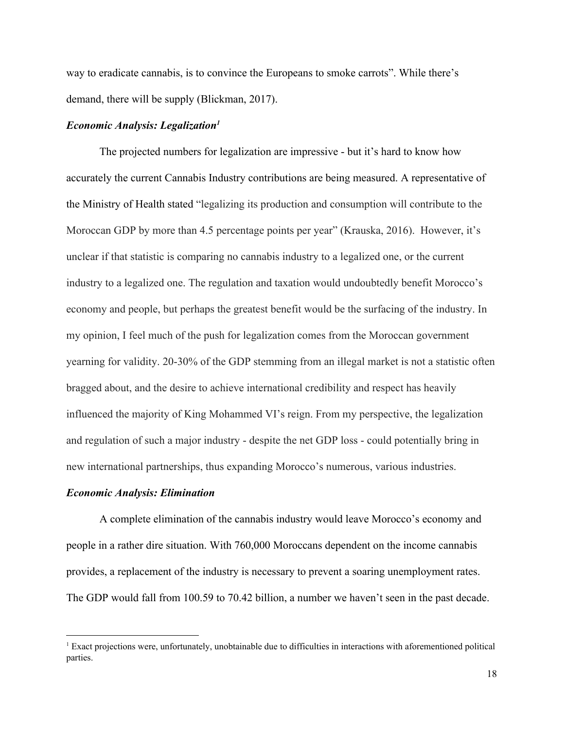way to eradicate cannabis, is to convince the Europeans to smoke carrots". While there's demand, there will be supply (Blickman, 2017).

***Economic Analysis: Legalization[1]***

The projected numbers for legalization are impressive - but it's hard to know how accurately the current Cannabis Industry contributions are being measured. A representative of the Ministry of Health stated "legalizing its production and consumption will contribute to the Moroccan GDP by more than 4.5 percentage points per year" (Krauska, 2016). However, it's unclear if that statistic is comparing no cannabis industry to a legalized one, or the current industry to a legalized one. The regulation and taxation would undoubtedly benefit Morocco's economy and people, but perhaps the greatest benefit would be the surfacing of the industry. In my opinion, I feel much of the push for legalization comes from the Moroccan government yearning for validity. 20-30% of the GDP stemming from an illegal market is not a statistic often bragged about, and the desire to achieve international credibility and respect has heavily influenced the majority of King Mohammed VI's reign. From my perspective, the legalization and regulation of such a major industry - despite the net GDP loss - could potentially bring in new international partnerships, thus expanding Morocco's numerous, various industries.

***Economic Analysis: Elimination***

A complete elimination of the cannabis industry would leave Morocco's economy and people in a rather dire situation. With 760,000 Moroccans dependent on the income cannabis provides, a replacement of the industry is necessary to prevent a soaring unemployment rates. The GDP would fall from 100.59 to 70.42 billion, a number we haven't seen in the past decade.

[1] Exact projections were, unfortunately, unobtainable due to difficulties in interactions with aforementioned political parties.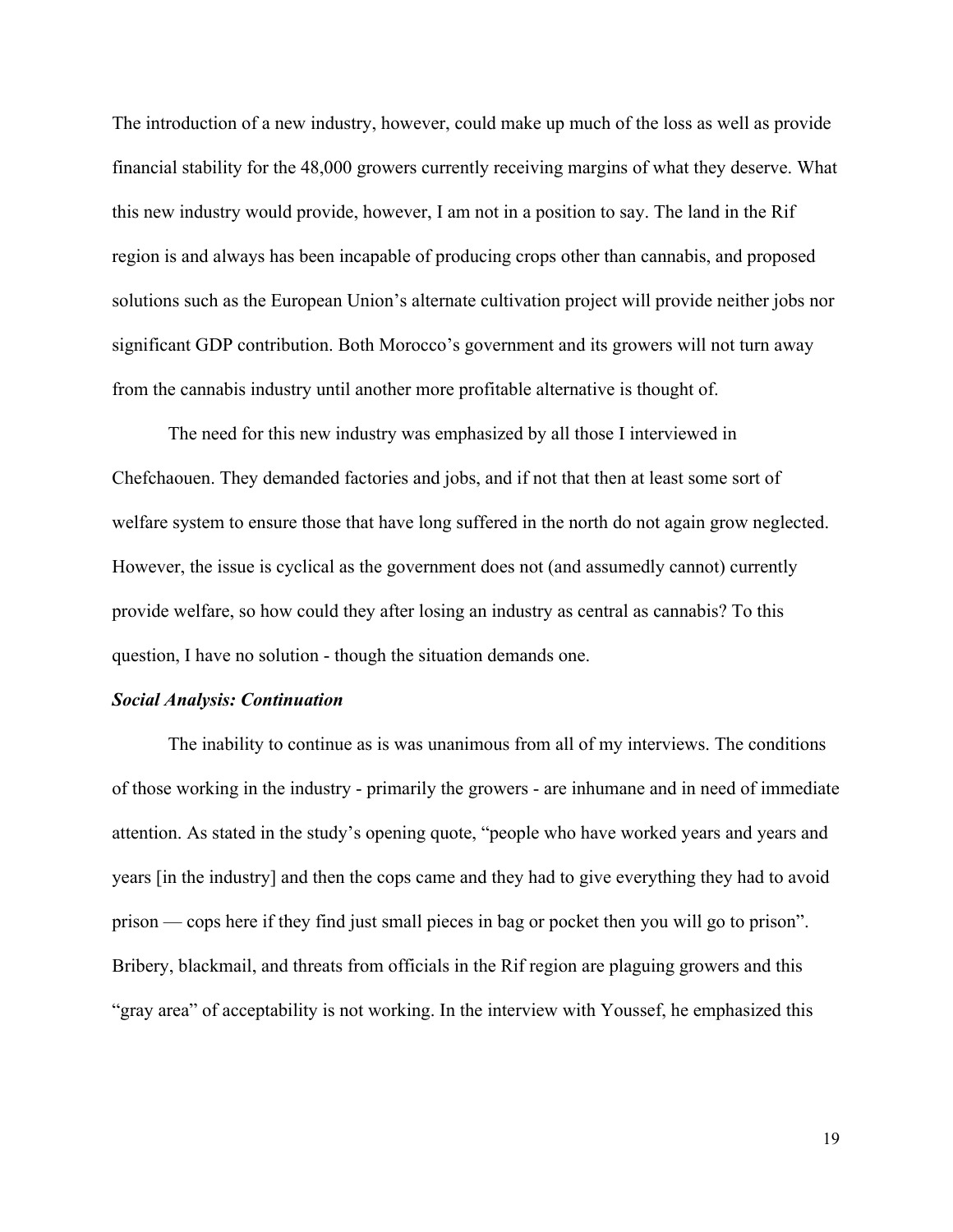The introduction of a new industry, however, could make up much of the loss as well as provide financial stability for the 48,000 growers currently receiving margins of what they deserve. What this new industry would provide, however, I am not in a position to say. The land in the Rif region is and always has been incapable of producing crops other than cannabis, and proposed solutions such as the European Union's alternate cultivation project will provide neither jobs nor significant GDP contribution. Both Morocco's government and its growers will not turn away from the cannabis industry until another more profitable alternative is thought of.

The need for this new industry was emphasized by all those I interviewed in Chefchaouen. They demanded factories and jobs, and if not that then at least some sort of welfare system to ensure those that have long suffered in the north do not again grow neglected. However, the issue is cyclical as the government does not (and assumedly cannot) currently provide welfare, so how could they after losing an industry as central as cannabis? To this question, I have no solution - though the situation demands one.

***Social Analysis: Continuation***

The inability to continue as is was unanimous from all of my interviews. The conditions of those working in the industry - primarily the growers - are inhumane and in need of immediate attention. As stated in the study's opening quote, "people who have worked years and years and years [in the industry] and then the cops came and they had to give everything they had to avoid prison — cops here if they find just small pieces in bag or pocket then you will go to prison". Bribery, blackmail, and threats from officials in the Rif region are plaguing growers and this "gray area" of acceptability is not working. In the interview with Youssef, he emphasized this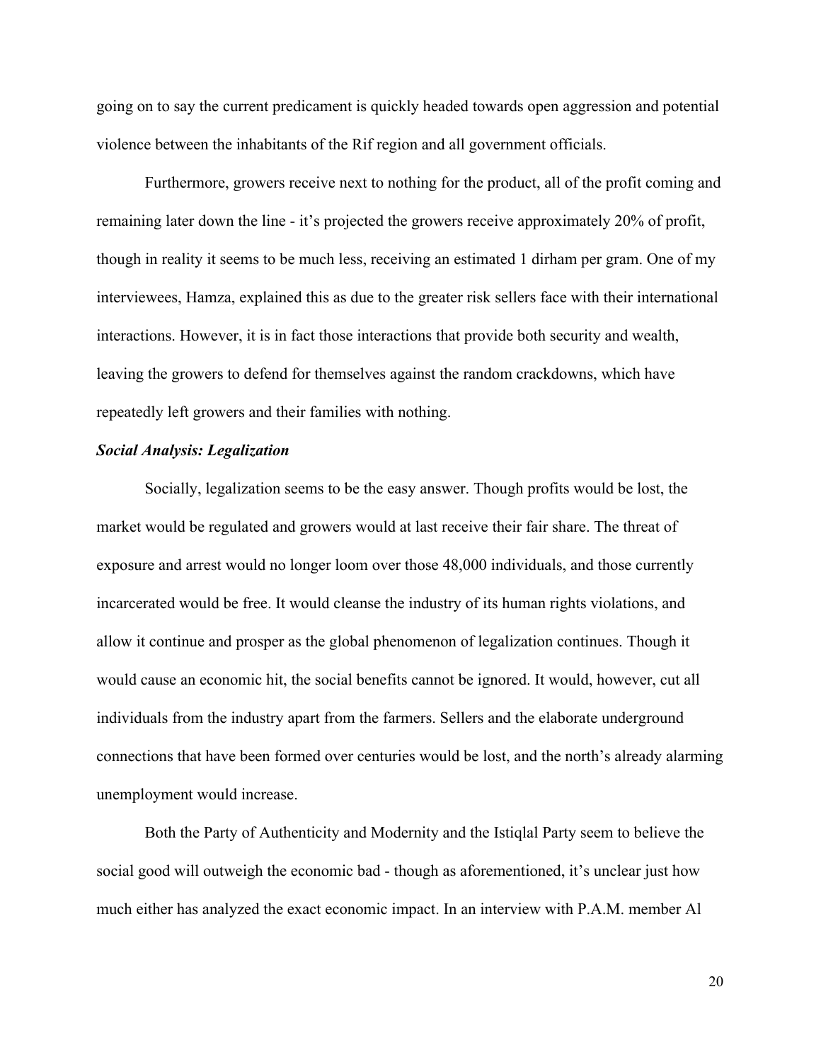going on to say the current predicament is quickly headed towards open aggression and potential violence between the inhabitants of the Rif region and all government officials.

Furthermore, growers receive next to nothing for the product, all of the profit coming and remaining later down the line - it's projected the growers receive approximately 20% of profit, though in reality it seems to be much less, receiving an estimated 1 dirham per gram. One of my interviewees, Hamza, explained this as due to the greater risk sellers face with their international interactions. However, it is in fact those interactions that provide both security and wealth, leaving the growers to defend for themselves against the random crackdowns, which have repeatedly left growers and their families with nothing.

***Social Analysis: Legalization***

Socially, legalization seems to be the easy answer. Though profits would be lost, the market would be regulated and growers would at last receive their fair share. The threat of exposure and arrest would no longer loom over those 48,000 individuals, and those currently incarcerated would be free. It would cleanse the industry of its human rights violations, and allow it continue and prosper as the global phenomenon of legalization continues. Though it would cause an economic hit, the social benefits cannot be ignored. It would, however, cut all individuals from the industry apart from the farmers. Sellers and the elaborate underground connections that have been formed over centuries would be lost, and the north's already alarming unemployment would increase.

Both the Party of Authenticity and Modernity and the Istiqlal Party seem to believe the social good will outweigh the economic bad - though as aforementioned, it's unclear just how much either has analyzed the exact economic impact. In an interview with P.A.M. member Al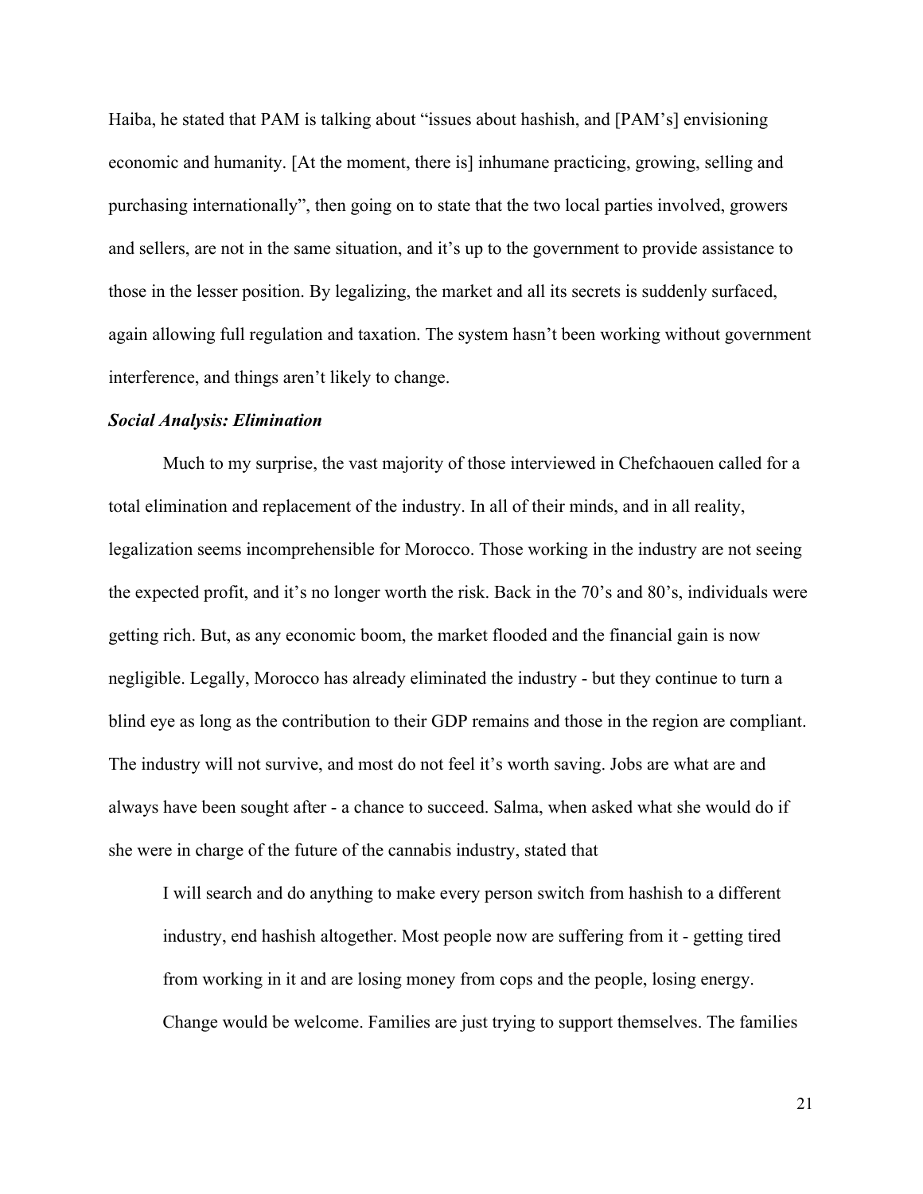Haiba, he stated that PAM is talking about "issues about hashish, and [PAM's] envisioning economic and humanity. [At the moment, there is] inhumane practicing, growing, selling and purchasing internationally", then going on to state that the two local parties involved, growers and sellers, are not in the same situation, and it's up to the government to provide assistance to those in the lesser position. By legalizing, the market and all its secrets is suddenly surfaced, again allowing full regulation and taxation. The system hasn't been working without government interference, and things aren't likely to change.

***Social Analysis: Elimination***

Much to my surprise, the vast majority of those interviewed in Chefchaouen called for a total elimination and replacement of the industry. In all of their minds, and in all reality, legalization seems incomprehensible for Morocco. Those working in the industry are not seeing the expected profit, and it's no longer worth the risk. Back in the 70's and 80's, individuals were getting rich. But, as any economic boom, the market flooded and the financial gain is now negligible. Legally, Morocco has already eliminated the industry - but they continue to turn a blind eye as long as the contribution to their GDP remains and those in the region are compliant. The industry will not survive, and most do not feel it's worth saving. Jobs are what are and always have been sought after - a chance to succeed. Salma, when asked what she would do if she were in charge of the future of the cannabis industry, stated that

> I will search and do anything to make every person switch from hashish to a different industry, end hashish altogether. Most people now are suffering from it - getting tired from working in it and are losing money from cops and the people, losing energy. Change would be welcome. Families are just trying to support themselves. The families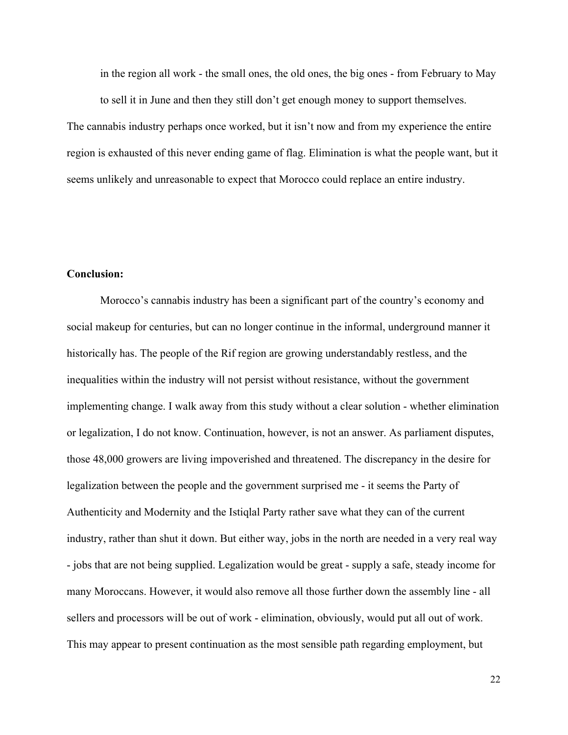> in the region all work - the small ones, the old ones, the big ones - from February to May to sell it in June and then they still don't get enough money to support themselves.

The cannabis industry perhaps once worked, but it isn't now and from my experience the entire region is exhausted of this never ending game of flag. Elimination is what the people want, but it seems unlikely and unreasonable to expect that Morocco could replace an entire industry.

**Conclusion:**

Morocco's cannabis industry has been a significant part of the country's economy and social makeup for centuries, but can no longer continue in the informal, underground manner it historically has. The people of the Rif region are growing understandably restless, and the inequalities within the industry will not persist without resistance, without the government implementing change. I walk away from this study without a clear solution - whether elimination or legalization, I do not know. Continuation, however, is not an answer. As parliament disputes, those 48,000 growers are living impoverished and threatened. The discrepancy in the desire for legalization between the people and the government surprised me - it seems the Party of Authenticity and Modernity and the Istiqlal Party rather save what they can of the current industry, rather than shut it down. But either way, jobs in the north are needed in a very real way - jobs that are not being supplied. Legalization would be great - supply a safe, steady income for many Moroccans. However, it would also remove all those further down the assembly line - all sellers and processors will be out of work - elimination, obviously, would put all out of work. This may appear to present continuation as the most sensible path regarding employment, but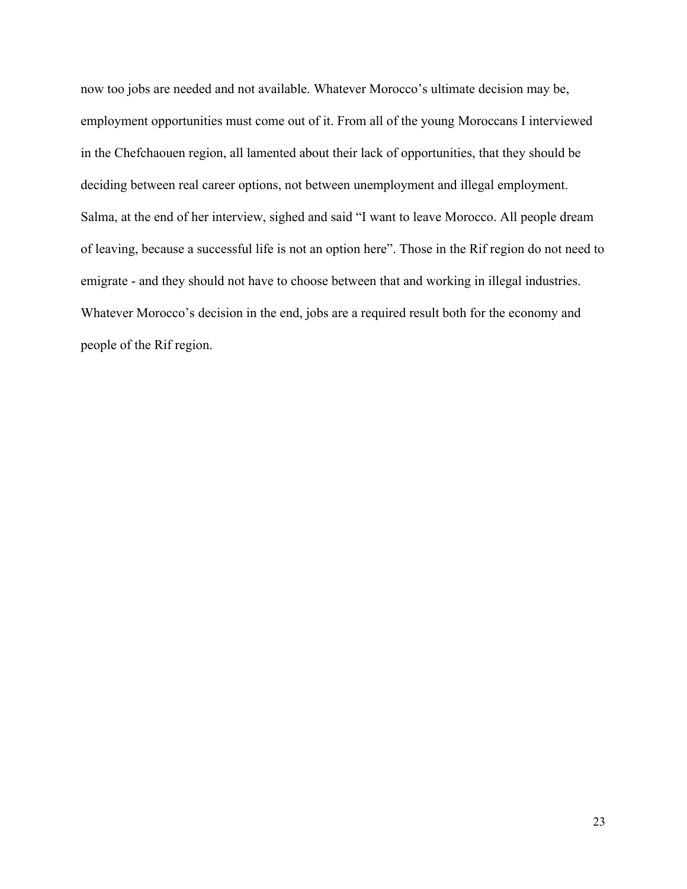now too jobs are needed and not available. Whatever Morocco's ultimate decision may be, employment opportunities must come out of it. From all of the young Moroccans I interviewed in the Chefchaouen region, all lamented about their lack of opportunities, that they should be deciding between real career options, not between unemployment and illegal employment. Salma, at the end of her interview, sighed and said "I want to leave Morocco. All people dream of leaving, because a successful life is not an option here". Those in the Rif region do not need to emigrate - and they should not have to choose between that and working in illegal industries. Whatever Morocco's decision in the end, jobs are a required result both for the economy and people of the Rif region.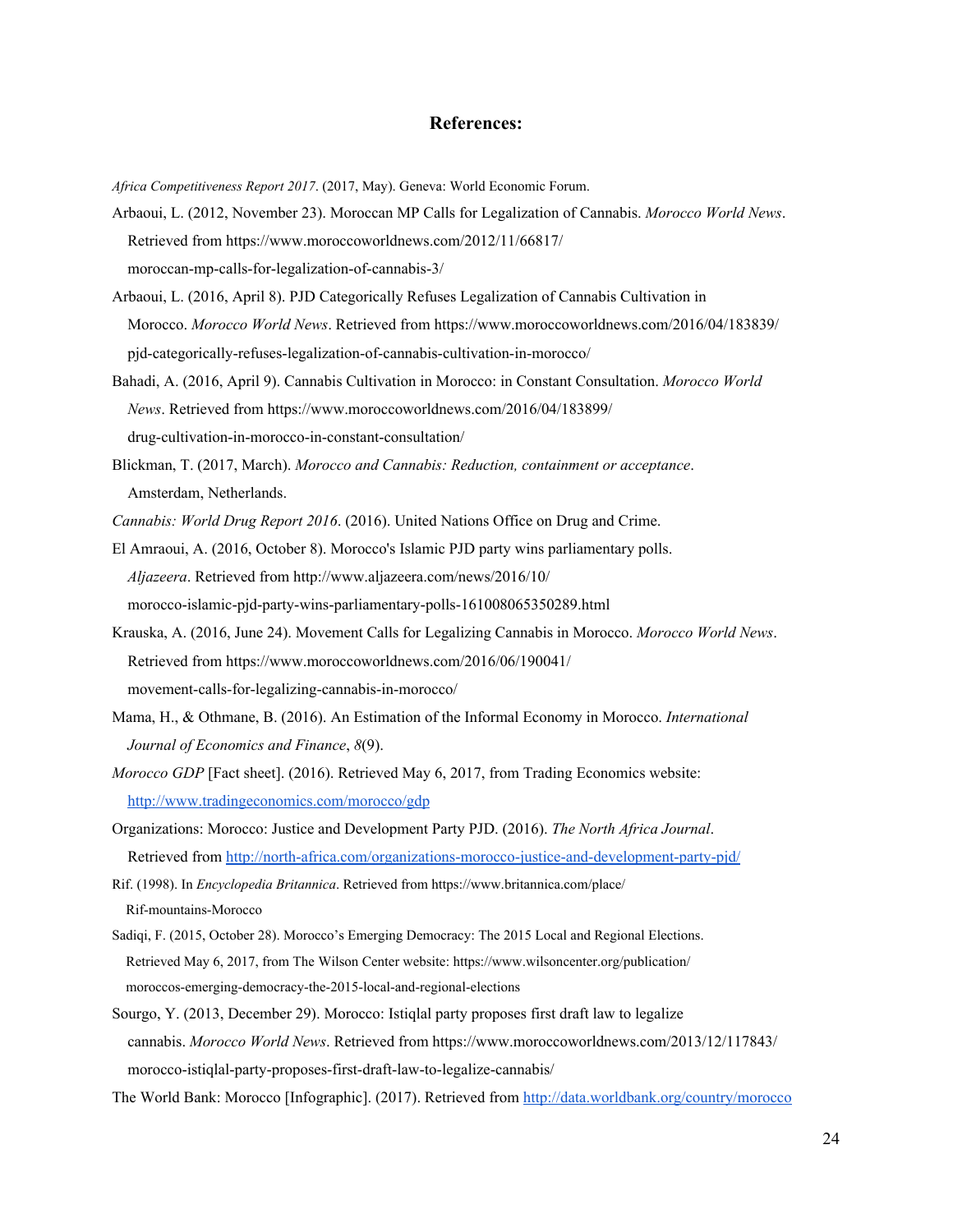## References:

*Africa Competitiveness Report 2017*. (2017, May). Geneva: World Economic Forum.

Arbaoui, L. (2012, November 23). Moroccan MP Calls for Legalization of Cannabis. *Morocco World News*. Retrieved from https://www.moroccoworldnews.com/2012/11/66817/moroccan-mp-calls-for-legalization-of-cannabis-3/

Arbaoui, L. (2016, April 8). PJD Categorically Refuses Legalization of Cannabis Cultivation in Morocco. *Morocco World News*. Retrieved from https://www.moroccoworldnews.com/2016/04/183839/pjd-categorically-refuses-legalization-of-cannabis-cultivation-in-morocco/

Bahadi, A. (2016, April 9). Cannabis Cultivation in Morocco: in Constant Consultation. *Morocco World News*. Retrieved from https://www.moroccoworldnews.com/2016/04/183899/drug-cultivation-in-morocco-in-constant-consultation/

Blickman, T. (2017, March). *Morocco and Cannabis: Reduction, containment or acceptance*. Amsterdam, Netherlands.

*Cannabis: World Drug Report 2016*. (2016). United Nations Office on Drug and Crime.

El Amraoui, A. (2016, October 8). Morocco's Islamic PJD party wins parliamentary polls. *Aljazeera*. Retrieved from http://www.aljazeera.com/news/2016/10/morocco-islamic-pjd-party-wins-parliamentary-polls-161008065350289.html

Krauska, A. (2016, June 24). Movement Calls for Legalizing Cannabis in Morocco. *Morocco World News*. Retrieved from https://www.moroccoworldnews.com/2016/06/190041/movement-calls-for-legalizing-cannabis-in-morocco/

Mama, H., & Othmane, B. (2016). An Estimation of the Informal Economy in Morocco. *International Journal of Economics and Finance*, *8*(9).

*Morocco GDP* [Fact sheet]. (2016). Retrieved May 6, 2017, from Trading Economics website: http://www.tradingeconomics.com/morocco/gdp

Organizations: Morocco: Justice and Development Party PJD. (2016). *The North Africa Journal*. Retrieved from http://north-africa.com/organizations-morocco-justice-and-development-party-pjd/

Rif. (1998). In *Encyclopedia Britannica*. Retrieved from https://www.britannica.com/place/Rif-mountains-Morocco

Sadiqi, F. (2015, October 28). Morocco's Emerging Democracy: The 2015 Local and Regional Elections. Retrieved May 6, 2017, from The Wilson Center website: https://www.wilsoncenter.org/publication/moroccos-emerging-democracy-the-2015-local-and-regional-elections

Sourgo, Y. (2013, December 29). Morocco: Istiqlal party proposes first draft law to legalize cannabis. *Morocco World News*. Retrieved from https://www.moroccoworldnews.com/2013/12/117843/morocco-istiqlal-party-proposes-first-draft-law-to-legalize-cannabis/

The World Bank: Morocco [Infographic]. (2017). Retrieved from http://data.worldbank.org/country/morocco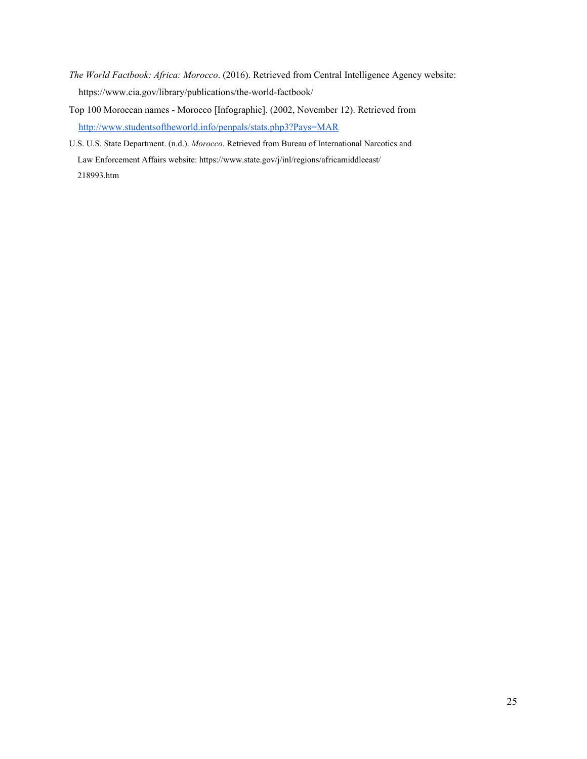*The World Factbook: Africa: Morocco*. (2016). Retrieved from Central Intelligence Agency website: https://www.cia.gov/library/publications/the-world-factbook/

Top 100 Moroccan names - Morocco [Infographic]. (2002, November 12). Retrieved from http://www.studentsoftheworld.info/penpals/stats.php3?Pays=MAR

U.S. U.S. State Department. (n.d.). *Morocco*. Retrieved from Bureau of International Narcotics and Law Enforcement Affairs website: https://www.state.gov/j/inl/regions/africamiddleeast/218993.htm